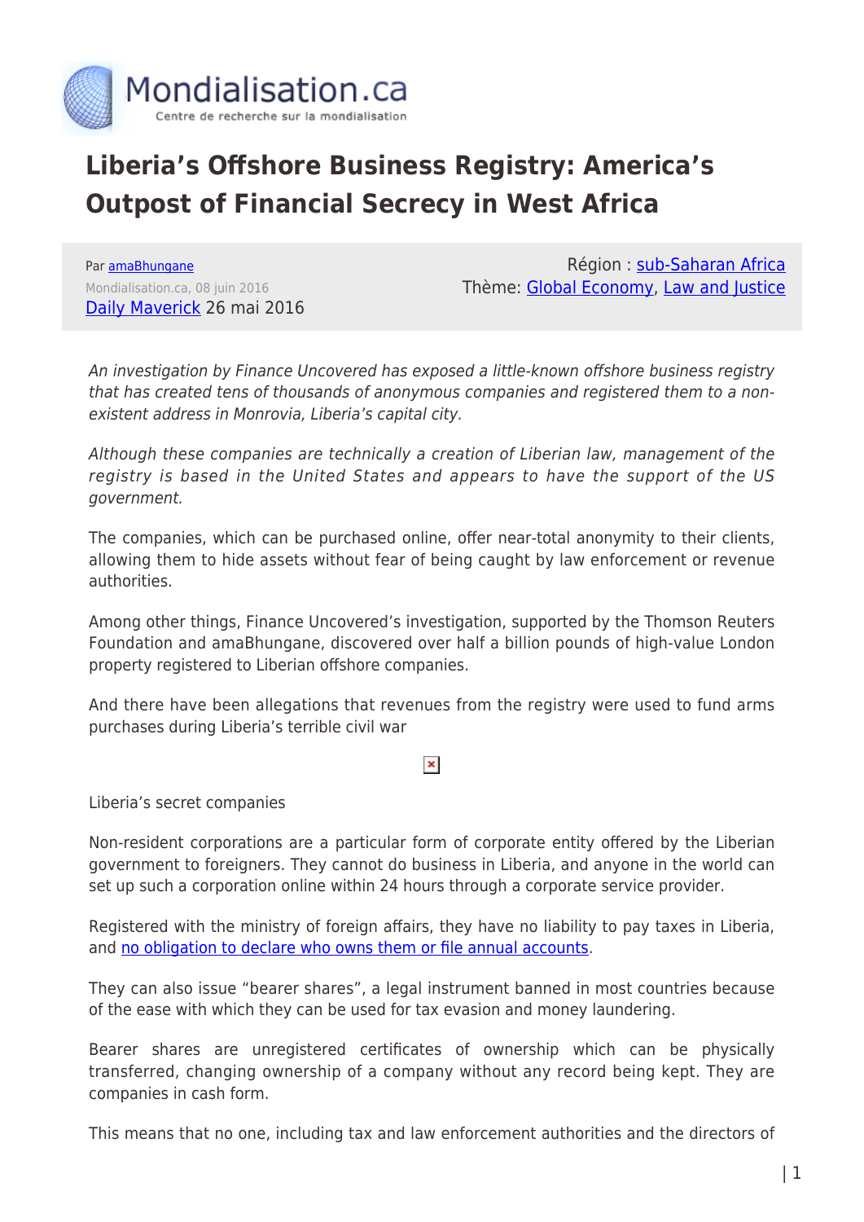# Liberia's Offshore Business Registry: America's Outpost of Financial Secrecy in West Africa

Par amaBhungane
Mondialisation.ca, 08 juin 2016
Daily Maverick 26 mai 2016

Région : sub-Saharan Africa
Thème: Global Economy, Law and Justice

*An investigation by Finance Uncovered has exposed a little-known offshore business registry that has created tens of thousands of anonymous companies and registered them to a non-existent address in Monrovia, Liberia's capital city.*

*Although these companies are technically a creation of Liberian law, management of the registry is based in the United States and appears to have the support of the US government.*

The companies, which can be purchased online, offer near-total anonymity to their clients, allowing them to hide assets without fear of being caught by law enforcement or revenue authorities.

Among other things, Finance Uncovered's investigation, supported by the Thomson Reuters Foundation and amaBhungane, discovered over half a billion pounds of high-value London property registered to Liberian offshore companies.

And there have been allegations that revenues from the registry were used to fund arms purchases during Liberia's terrible civil war

Liberia's secret companies

Non-resident corporations are a particular form of corporate entity offered by the Liberian government to foreigners. They cannot do business in Liberia, and anyone in the world can set up such a corporation online within 24 hours through a corporate service provider.

Registered with the ministry of foreign affairs, they have no liability to pay taxes in Liberia, and no obligation to declare who owns them or file annual accounts.

They can also issue "bearer shares", a legal instrument banned in most countries because of the ease with which they can be used for tax evasion and money laundering.

Bearer shares are unregistered certificates of ownership which can be physically transferred, changing ownership of a company without any record being kept. They are companies in cash form.

This means that no one, including tax and law enforcement authorities and the directors of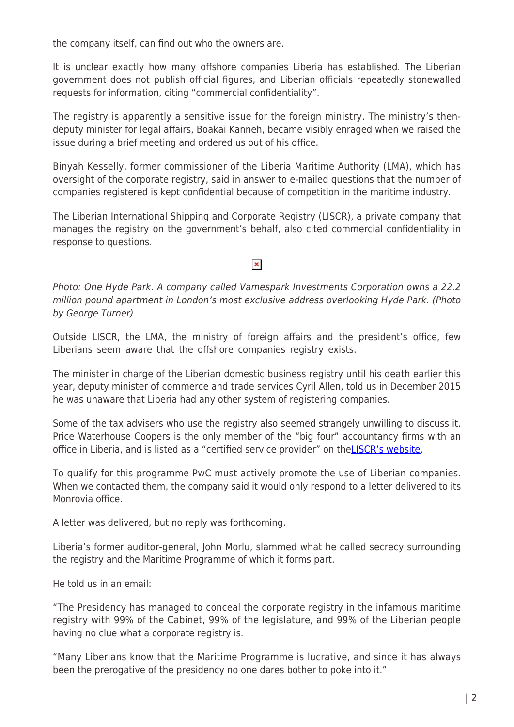the company itself, can find out who the owners are.

It is unclear exactly how many offshore companies Liberia has established. The Liberian government does not publish official figures, and Liberian officials repeatedly stonewalled requests for information, citing "commercial confidentiality".

The registry is apparently a sensitive issue for the foreign ministry. The ministry's then-deputy minister for legal affairs, Boakai Kanneh, became visibly enraged when we raised the issue during a brief meeting and ordered us out of his office.

Binyah Kesselly, former commissioner of the Liberia Maritime Authority (LMA), which has oversight of the corporate registry, said in answer to e-mailed questions that the number of companies registered is kept confidential because of competition in the maritime industry.

The Liberian International Shipping and Corporate Registry (LISCR), a private company that manages the registry on the government's behalf, also cited commercial confidentiality in response to questions.

*Photo: One Hyde Park. A company called Vamespark Investments Corporation owns a 22.2 million pound apartment in London's most exclusive address overlooking Hyde Park. (Photo by George Turner)*

Outside LISCR, the LMA, the ministry of foreign affairs and the president's office, few Liberians seem aware that the offshore companies registry exists.

The minister in charge of the Liberian domestic business registry until his death earlier this year, deputy minister of commerce and trade services Cyril Allen, told us in December 2015 he was unaware that Liberia had any other system of registering companies.

Some of the tax advisers who use the registry also seemed strangely unwilling to discuss it. Price Waterhouse Coopers is the only member of the "big four" accountancy firms with an office in Liberia, and is listed as a "certified service provider" on the LISCR's website.

To qualify for this programme PwC must actively promote the use of Liberian companies. When we contacted them, the company said it would only respond to a letter delivered to its Monrovia office.

A letter was delivered, but no reply was forthcoming.

Liberia's former auditor-general, John Morlu, slammed what he called secrecy surrounding the registry and the Maritime Programme of which it forms part.

He told us in an email:

"The Presidency has managed to conceal the corporate registry in the infamous maritime registry with 99% of the Cabinet, 99% of the legislature, and 99% of the Liberian people having no clue what a corporate registry is.

"Many Liberians know that the Maritime Programme is lucrative, and since it has always been the prerogative of the presidency no one dares bother to poke into it."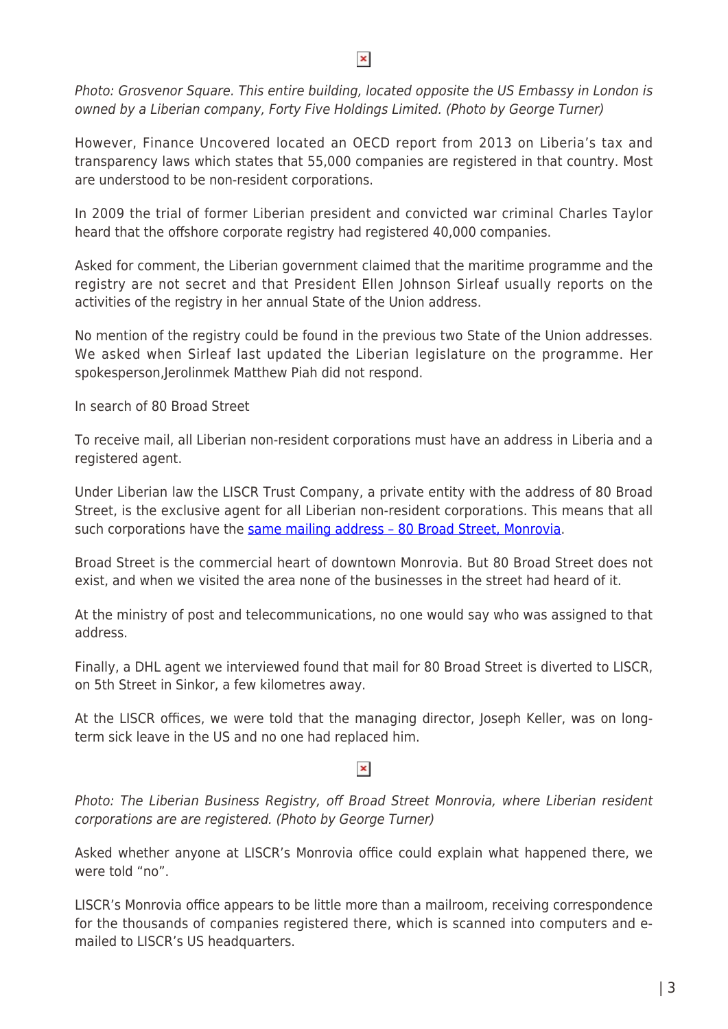*Photo: Grosvenor Square. This entire building, located opposite the US Embassy in London is owned by a Liberian company, Forty Five Holdings Limited. (Photo by George Turner)*

However, Finance Uncovered located an OECD report from 2013 on Liberia's tax and transparency laws which states that 55,000 companies are registered in that country. Most are understood to be non-resident corporations.

In 2009 the trial of former Liberian president and convicted war criminal Charles Taylor heard that the offshore corporate registry had registered 40,000 companies.

Asked for comment, the Liberian government claimed that the maritime programme and the registry are not secret and that President Ellen Johnson Sirleaf usually reports on the activities of the registry in her annual State of the Union address.

No mention of the registry could be found in the previous two State of the Union addresses. We asked when Sirleaf last updated the Liberian legislature on the programme. Her spokesperson,Jerolinmek Matthew Piah did not respond.

In search of 80 Broad Street

To receive mail, all Liberian non-resident corporations must have an address in Liberia and a registered agent.

Under Liberian law the LISCR Trust Company, a private entity with the address of 80 Broad Street, is the exclusive agent for all Liberian non-resident corporations. This means that all such corporations have the [same mailing address – 80 Broad Street, Monrovia](#).

Broad Street is the commercial heart of downtown Monrovia. But 80 Broad Street does not exist, and when we visited the area none of the businesses in the street had heard of it.

At the ministry of post and telecommunications, no one would say who was assigned to that address.

Finally, a DHL agent we interviewed found that mail for 80 Broad Street is diverted to LISCR, on 5th Street in Sinkor, a few kilometres away.

At the LISCR offices, we were told that the managing director, Joseph Keller, was on long-term sick leave in the US and no one had replaced him.

*Photo: The Liberian Business Registry, off Broad Street Monrovia, where Liberian resident corporations are are registered. (Photo by George Turner)*

Asked whether anyone at LISCR's Monrovia office could explain what happened there, we were told "no".

LISCR's Monrovia office appears to be little more than a mailroom, receiving correspondence for the thousands of companies registered there, which is scanned into computers and e-mailed to LISCR's US headquarters.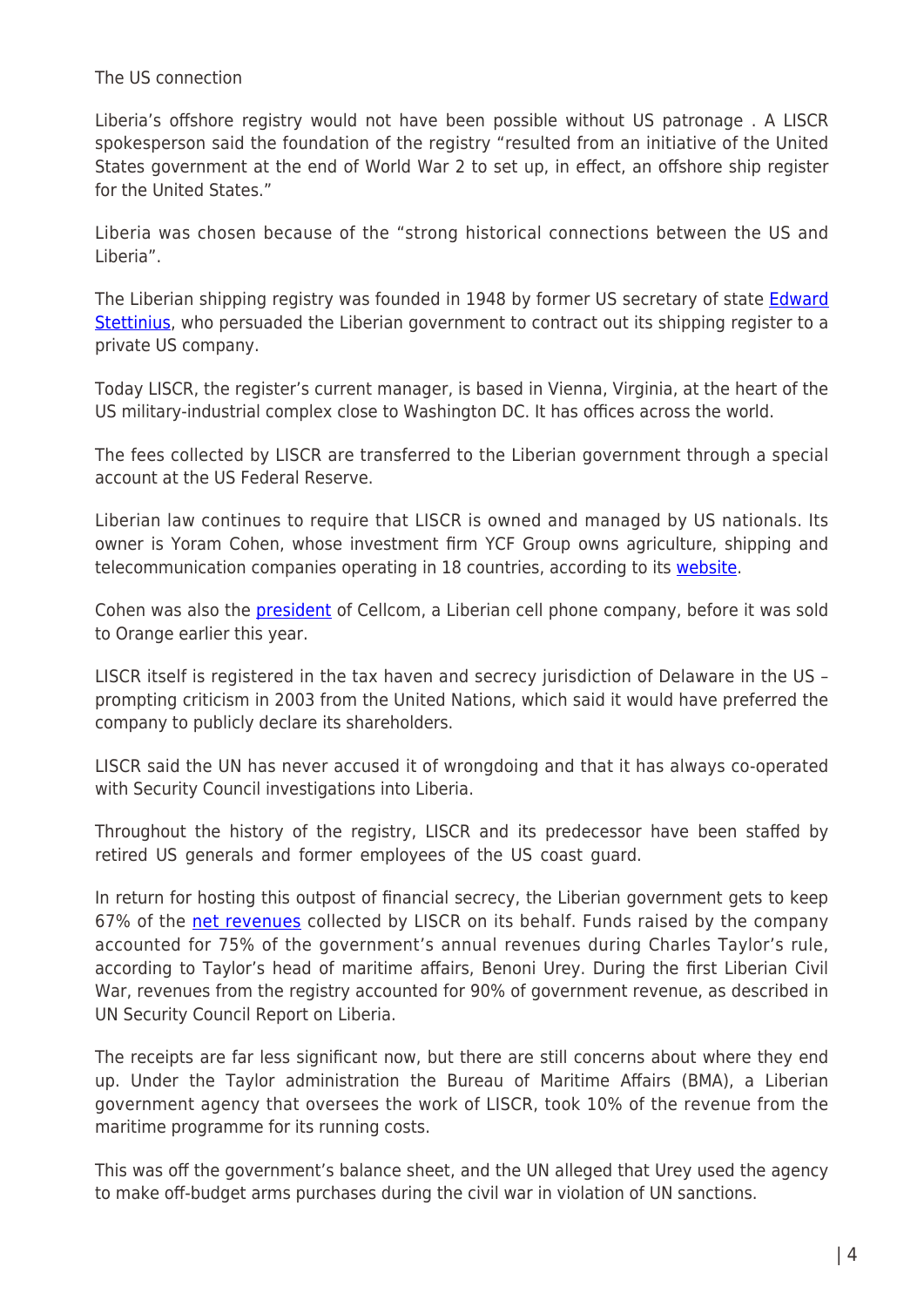The US connection

Liberia's offshore registry would not have been possible without US patronage . A LISCR spokesperson said the foundation of the registry "resulted from an initiative of the United States government at the end of World War 2 to set up, in effect, an offshore ship register for the United States."

Liberia was chosen because of the "strong historical connections between the US and Liberia".

The Liberian shipping registry was founded in 1948 by former US secretary of state Edward Stettinius, who persuaded the Liberian government to contract out its shipping register to a private US company.

Today LISCR, the register's current manager, is based in Vienna, Virginia, at the heart of the US military-industrial complex close to Washington DC. It has offices across the world.

The fees collected by LISCR are transferred to the Liberian government through a special account at the US Federal Reserve.

Liberian law continues to require that LISCR is owned and managed by US nationals. Its owner is Yoram Cohen, whose investment firm YCF Group owns agriculture, shipping and telecommunication companies operating in 18 countries, according to its website.

Cohen was also the president of Cellcom, a Liberian cell phone company, before it was sold to Orange earlier this year.

LISCR itself is registered in the tax haven and secrecy jurisdiction of Delaware in the US – prompting criticism in 2003 from the United Nations, which said it would have preferred the company to publicly declare its shareholders.

LISCR said the UN has never accused it of wrongdoing and that it has always co-operated with Security Council investigations into Liberia.

Throughout the history of the registry, LISCR and its predecessor have been staffed by retired US generals and former employees of the US coast guard.

In return for hosting this outpost of financial secrecy, the Liberian government gets to keep 67% of the net revenues collected by LISCR on its behalf. Funds raised by the company accounted for 75% of the government's annual revenues during Charles Taylor's rule, according to Taylor's head of maritime affairs, Benoni Urey. During the first Liberian Civil War, revenues from the registry accounted for 90% of government revenue, as described in UN Security Council Report on Liberia.

The receipts are far less significant now, but there are still concerns about where they end up. Under the Taylor administration the Bureau of Maritime Affairs (BMA), a Liberian government agency that oversees the work of LISCR, took 10% of the revenue from the maritime programme for its running costs.

This was off the government's balance sheet, and the UN alleged that Urey used the agency to make off-budget arms purchases during the civil war in violation of UN sanctions.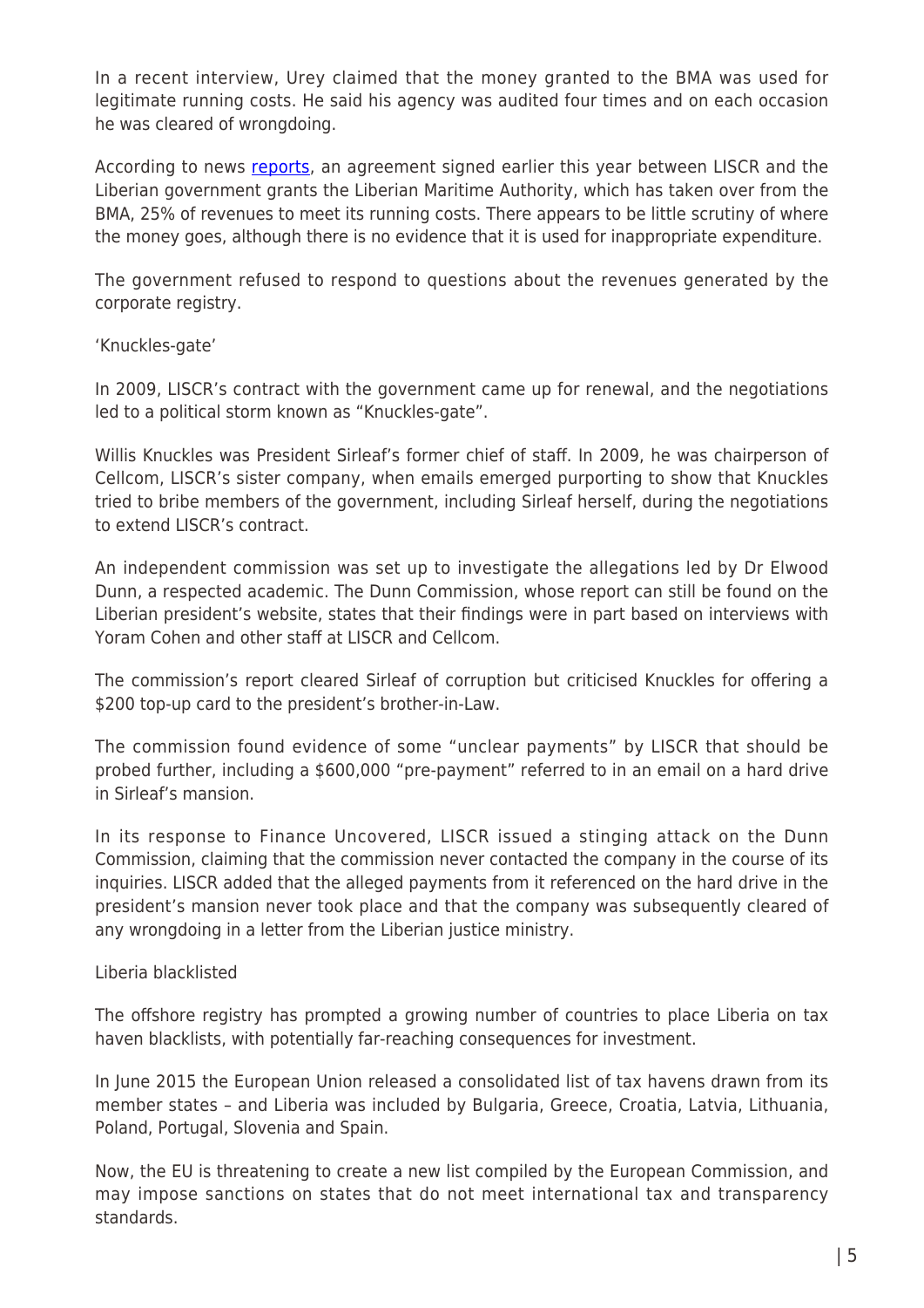In a recent interview, Urey claimed that the money granted to the BMA was used for legitimate running costs. He said his agency was audited four times and on each occasion he was cleared of wrongdoing.

According to news reports, an agreement signed earlier this year between LISCR and the Liberian government grants the Liberian Maritime Authority, which has taken over from the BMA, 25% of revenues to meet its running costs. There appears to be little scrutiny of where the money goes, although there is no evidence that it is used for inappropriate expenditure.

The government refused to respond to questions about the revenues generated by the corporate registry.

## 'Knuckles-gate'

In 2009, LISCR's contract with the government came up for renewal, and the negotiations led to a political storm known as "Knuckles-gate".

Willis Knuckles was President Sirleaf's former chief of staff. In 2009, he was chairperson of Cellcom, LISCR's sister company, when emails emerged purporting to show that Knuckles tried to bribe members of the government, including Sirleaf herself, during the negotiations to extend LISCR's contract.

An independent commission was set up to investigate the allegations led by Dr Elwood Dunn, a respected academic. The Dunn Commission, whose report can still be found on the Liberian president's website, states that their findings were in part based on interviews with Yoram Cohen and other staff at LISCR and Cellcom.

The commission's report cleared Sirleaf of corruption but criticised Knuckles for offering a $200 top-up card to the president's brother-in-Law.

The commission found evidence of some "unclear payments" by LISCR that should be probed further, including a $600,000 "pre-payment" referred to in an email on a hard drive in Sirleaf's mansion.

In its response to Finance Uncovered, LISCR issued a stinging attack on the Dunn Commission, claiming that the commission never contacted the company in the course of its inquiries. LISCR added that the alleged payments from it referenced on the hard drive in the president's mansion never took place and that the company was subsequently cleared of any wrongdoing in a letter from the Liberian justice ministry.

## Liberia blacklisted

The offshore registry has prompted a growing number of countries to place Liberia on tax haven blacklists, with potentially far-reaching consequences for investment.

In June 2015 the European Union released a consolidated list of tax havens drawn from its member states – and Liberia was included by Bulgaria, Greece, Croatia, Latvia, Lithuania, Poland, Portugal, Slovenia and Spain.

Now, the EU is threatening to create a new list compiled by the European Commission, and may impose sanctions on states that do not meet international tax and transparency standards.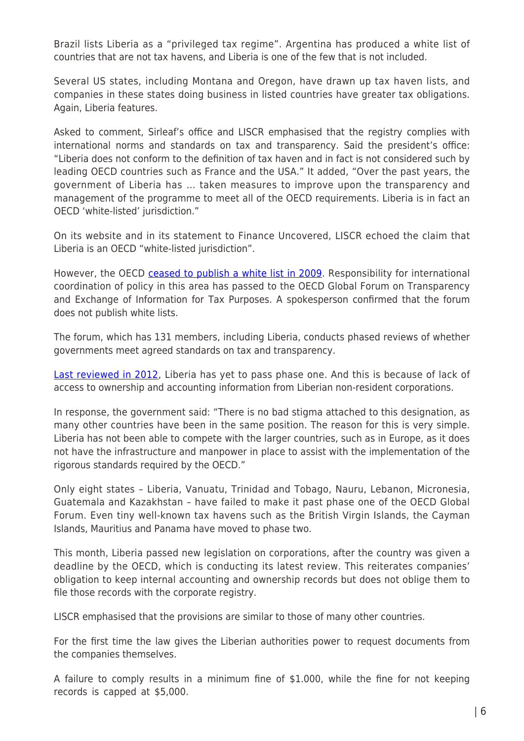Brazil lists Liberia as a “privileged tax regime”. Argentina has produced a white list of countries that are not tax havens, and Liberia is one of the few that is not included.

Several US states, including Montana and Oregon, have drawn up tax haven lists, and companies in these states doing business in listed countries have greater tax obligations. Again, Liberia features.

Asked to comment, Sirleaf’s office and LISCR emphasised that the registry complies with international norms and standards on tax and transparency. Said the president’s office: “Liberia does not conform to the definition of tax haven and in fact is not considered such by leading OECD countries such as France and the USA.” It added, “Over the past years, the government of Liberia has … taken measures to improve upon the transparency and management of the programme to meet all of the OECD requirements. Liberia is in fact an OECD ‘white-listed’ jurisdiction.”

On its website and in its statement to Finance Uncovered, LISCR echoed the claim that Liberia is an OECD “white-listed jurisdiction”.

However, the OECD ceased to publish a white list in 2009. Responsibility for international coordination of policy in this area has passed to the OECD Global Forum on Transparency and Exchange of Information for Tax Purposes. A spokesperson confirmed that the forum does not publish white lists.

The forum, which has 131 members, including Liberia, conducts phased reviews of whether governments meet agreed standards on tax and transparency.

Last reviewed in 2012, Liberia has yet to pass phase one. And this is because of lack of access to ownership and accounting information from Liberian non-resident corporations.

In response, the government said: “There is no bad stigma attached to this designation, as many other countries have been in the same position. The reason for this is very simple. Liberia has not been able to compete with the larger countries, such as in Europe, as it does not have the infrastructure and manpower in place to assist with the implementation of the rigorous standards required by the OECD.”

Only eight states – Liberia, Vanuatu, Trinidad and Tobago, Nauru, Lebanon, Micronesia, Guatemala and Kazakhstan – have failed to make it past phase one of the OECD Global Forum. Even tiny well-known tax havens such as the British Virgin Islands, the Cayman Islands, Mauritius and Panama have moved to phase two.

This month, Liberia passed new legislation on corporations, after the country was given a deadline by the OECD, which is conducting its latest review. This reiterates companies’ obligation to keep internal accounting and ownership records but does not oblige them to file those records with the corporate registry.

LISCR emphasised that the provisions are similar to those of many other countries.

For the first time the law gives the Liberian authorities power to request documents from the companies themselves.

A failure to comply results in a minimum fine of $1.000, while the fine for not keeping records is capped at $5,000.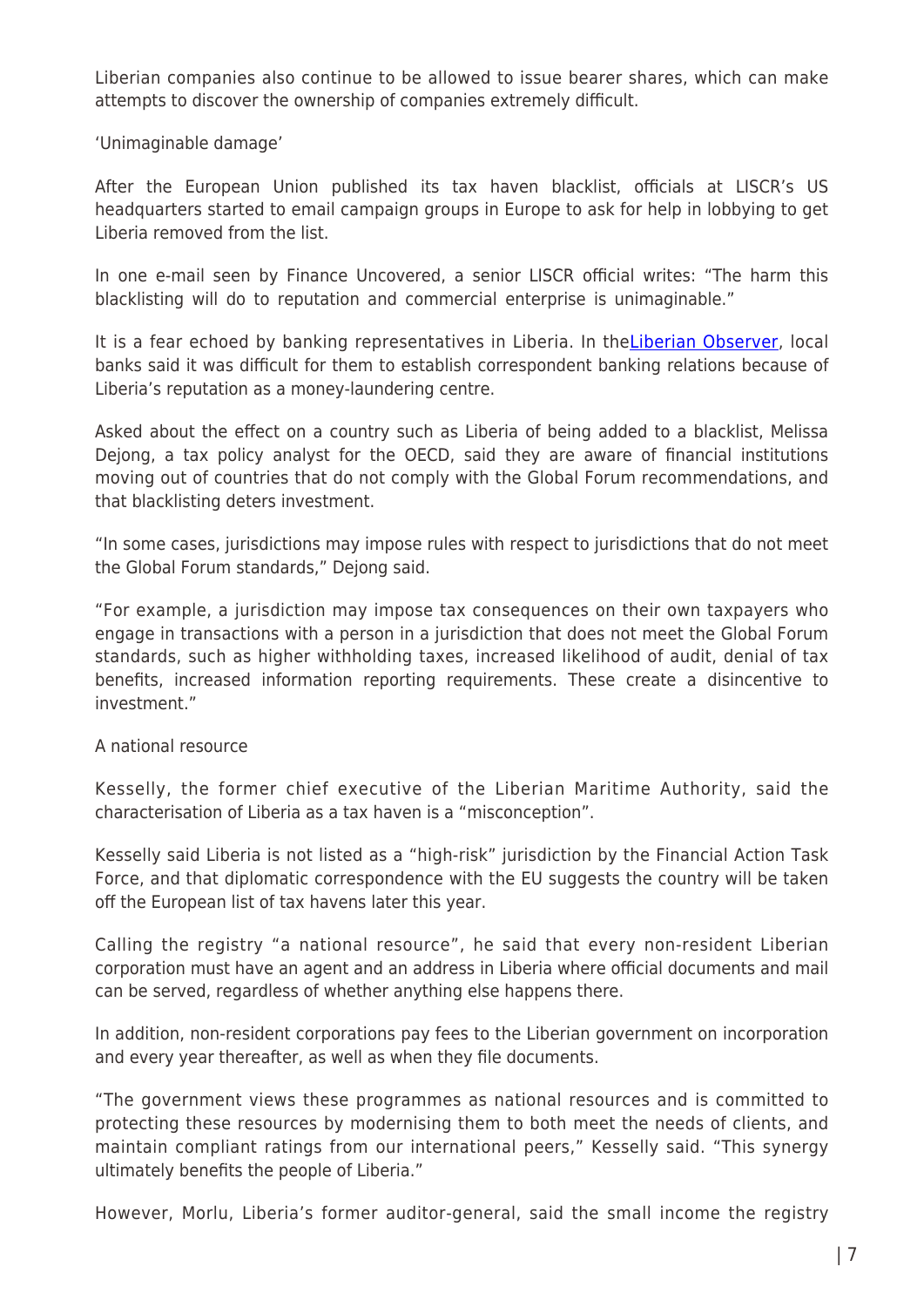Liberian companies also continue to be allowed to issue bearer shares, which can make attempts to discover the ownership of companies extremely difficult.

## 'Unimaginable damage'

After the European Union published its tax haven blacklist, officials at LISCR's US headquarters started to email campaign groups in Europe to ask for help in lobbying to get Liberia removed from the list.

In one e-mail seen by Finance Uncovered, a senior LISCR official writes: "The harm this blacklisting will do to reputation and commercial enterprise is unimaginable."

It is a fear echoed by banking representatives in Liberia. In theLiberian Observer, local banks said it was difficult for them to establish correspondent banking relations because of Liberia's reputation as a money-laundering centre.

Asked about the effect on a country such as Liberia of being added to a blacklist, Melissa Dejong, a tax policy analyst for the OECD, said they are aware of financial institutions moving out of countries that do not comply with the Global Forum recommendations, and that blacklisting deters investment.

"In some cases, jurisdictions may impose rules with respect to jurisdictions that do not meet the Global Forum standards," Dejong said.

"For example, a jurisdiction may impose tax consequences on their own taxpayers who engage in transactions with a person in a jurisdiction that does not meet the Global Forum standards, such as higher withholding taxes, increased likelihood of audit, denial of tax benefits, increased information reporting requirements. These create a disincentive to investment."

## A national resource

Kesselly, the former chief executive of the Liberian Maritime Authority, said the characterisation of Liberia as a tax haven is a "misconception".

Kesselly said Liberia is not listed as a "high-risk" jurisdiction by the Financial Action Task Force, and that diplomatic correspondence with the EU suggests the country will be taken off the European list of tax havens later this year.

Calling the registry "a national resource", he said that every non-resident Liberian corporation must have an agent and an address in Liberia where official documents and mail can be served, regardless of whether anything else happens there.

In addition, non-resident corporations pay fees to the Liberian government on incorporation and every year thereafter, as well as when they file documents.

"The government views these programmes as national resources and is committed to protecting these resources by modernising them to both meet the needs of clients, and maintain compliant ratings from our international peers," Kesselly said. "This synergy ultimately benefits the people of Liberia."

However, Morlu, Liberia's former auditor-general, said the small income the registry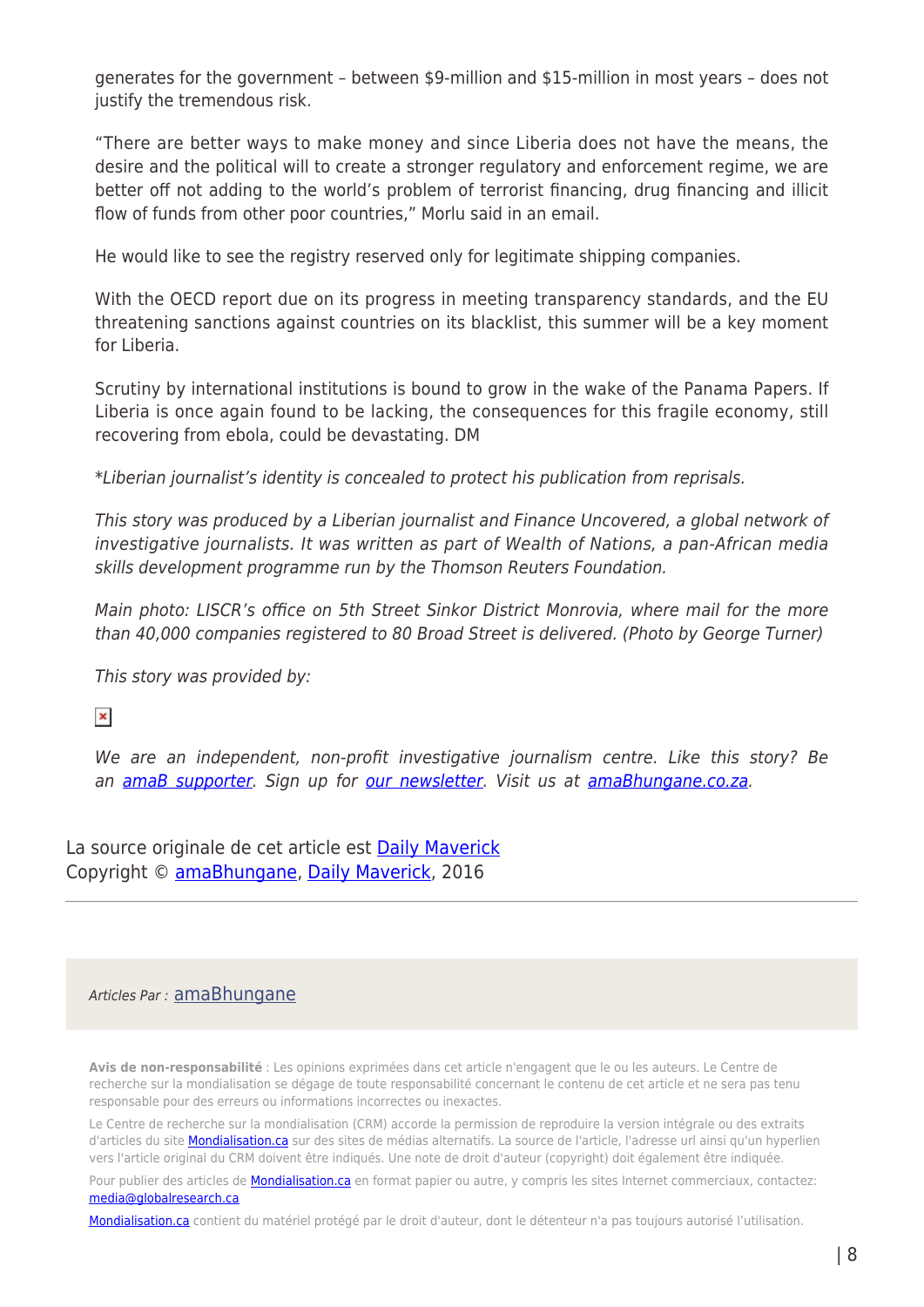generates for the government – between $9-million and $15-million in most years – does not justify the tremendous risk.

"There are better ways to make money and since Liberia does not have the means, the desire and the political will to create a stronger regulatory and enforcement regime, we are better off not adding to the world's problem of terrorist financing, drug financing and illicit flow of funds from other poor countries," Morlu said in an email.

He would like to see the registry reserved only for legitimate shipping companies.

With the OECD report due on its progress in meeting transparency standards, and the EU threatening sanctions against countries on its blacklist, this summer will be a key moment for Liberia.

Scrutiny by international institutions is bound to grow in the wake of the Panama Papers. If Liberia is once again found to be lacking, the consequences for this fragile economy, still recovering from ebola, could be devastating. DM

*Liberian journalist's identity is concealed to protect his publication from reprisals.*

*This story was produced by a Liberian journalist and Finance Uncovered, a global network of investigative journalists. It was written as part of Wealth of Nations, a pan-African media skills development programme run by the Thomson Reuters Foundation.*

*Main photo: LISCR's office on 5th Street Sinkor District Monrovia, where mail for the more than 40,000 companies registered to 80 Broad Street is delivered. (Photo by George Turner)*

*This story was provided by:*

*We are an independent, non-profit investigative journalism centre. Like this story? Be an [amaB supporter](). Sign up for [our newsletter](). Visit us at [amaBhungane.co.za]().*

La source originale de cet article est [Daily Maverick]()
Copyright © [amaBhungane](), [Daily Maverick](), 2016

---

*Articles Par :* [amaBhungane]()

**Avis de non-responsabilité** : Les opinions exprimées dans cet article n'engagent que le ou les auteurs. Le Centre de recherche sur la mondialisation se dégage de toute responsabilité concernant le contenu de cet article et ne sera pas tenu responsable pour des erreurs ou informations incorrectes ou inexactes.

Le Centre de recherche sur la mondialisation (CRM) accorde la permission de reproduire la version intégrale ou des extraits d'articles du site [Mondialisation.ca]() sur des sites de médias alternatifs. La source de l'article, l'adresse url ainsi qu'un hyperlien vers l'article original du CRM doivent être indiqués. Une note de droit d'auteur (copyright) doit également être indiquée.

Pour publier des articles de [Mondialisation.ca]() en format papier ou autre, y compris les sites Internet commerciaux, contactez: [media@globalresearch.ca]()

[Mondialisation.ca]() contient du matériel protégé par le droit d'auteur, dont le détenteur n'a pas toujours autorisé l'utilisation.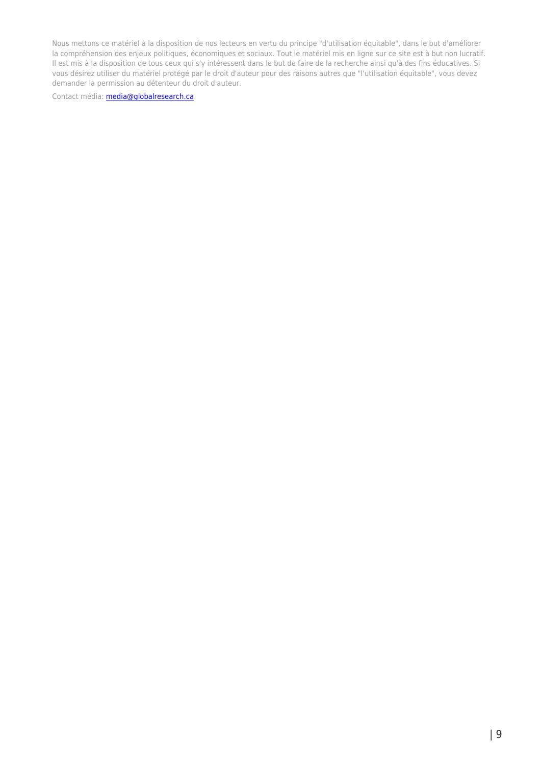Nous mettons ce matériel à la disposition de nos lecteurs en vertu du principe "d'utilisation équitable", dans le but d'améliorer la compréhension des enjeux politiques, économiques et sociaux. Tout le matériel mis en ligne sur ce site est à but non lucratif. Il est mis à la disposition de tous ceux qui s'y intéressent dans le but de faire de la recherche ainsi qu'à des fins éducatives. Si vous désirez utiliser du matériel protégé par le droit d'auteur pour des raisons autres que "l'utilisation équitable", vous devez demander la permission au détenteur du droit d'auteur.

Contact média: [media@globalresearch.ca](mailto:media@globalresearch.ca)